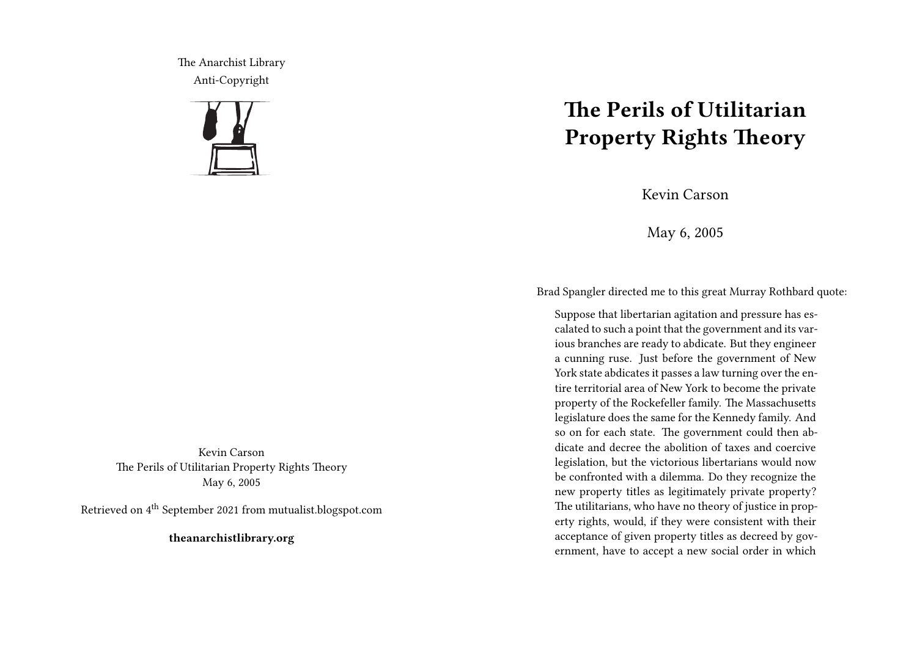The Anarchist Library
Anti-Copyright

Kevin Carson
The Perils of Utilitarian Property Rights Theory
May 6, 2005

Retrieved on 4th September 2021 from mutualist.blogspot.com

**theanarchistlibrary.org**

# The Perils of Utilitarian Property Rights Theory

Kevin Carson

May 6, 2005

Brad Spangler directed me to this great Murray Rothbard quote:

> Suppose that libertarian agitation and pressure has escalated to such a point that the government and its various branches are ready to abdicate. But they engineer a cunning ruse. Just before the government of New York state abdicates it passes a law turning over the entire territorial area of New York to become the private property of the Rockefeller family. The Massachusetts legislature does the same for the Kennedy family. And so on for each state. The government could then abdicate and decree the abolition of taxes and coercive legislation, but the victorious libertarians would now be confronted with a dilemma. Do they recognize the new property titles as legitimately private property? The utilitarians, who have no theory of justice in property rights, would, if they were consistent with their acceptance of given property titles as decreed by government, have to accept a new social order in which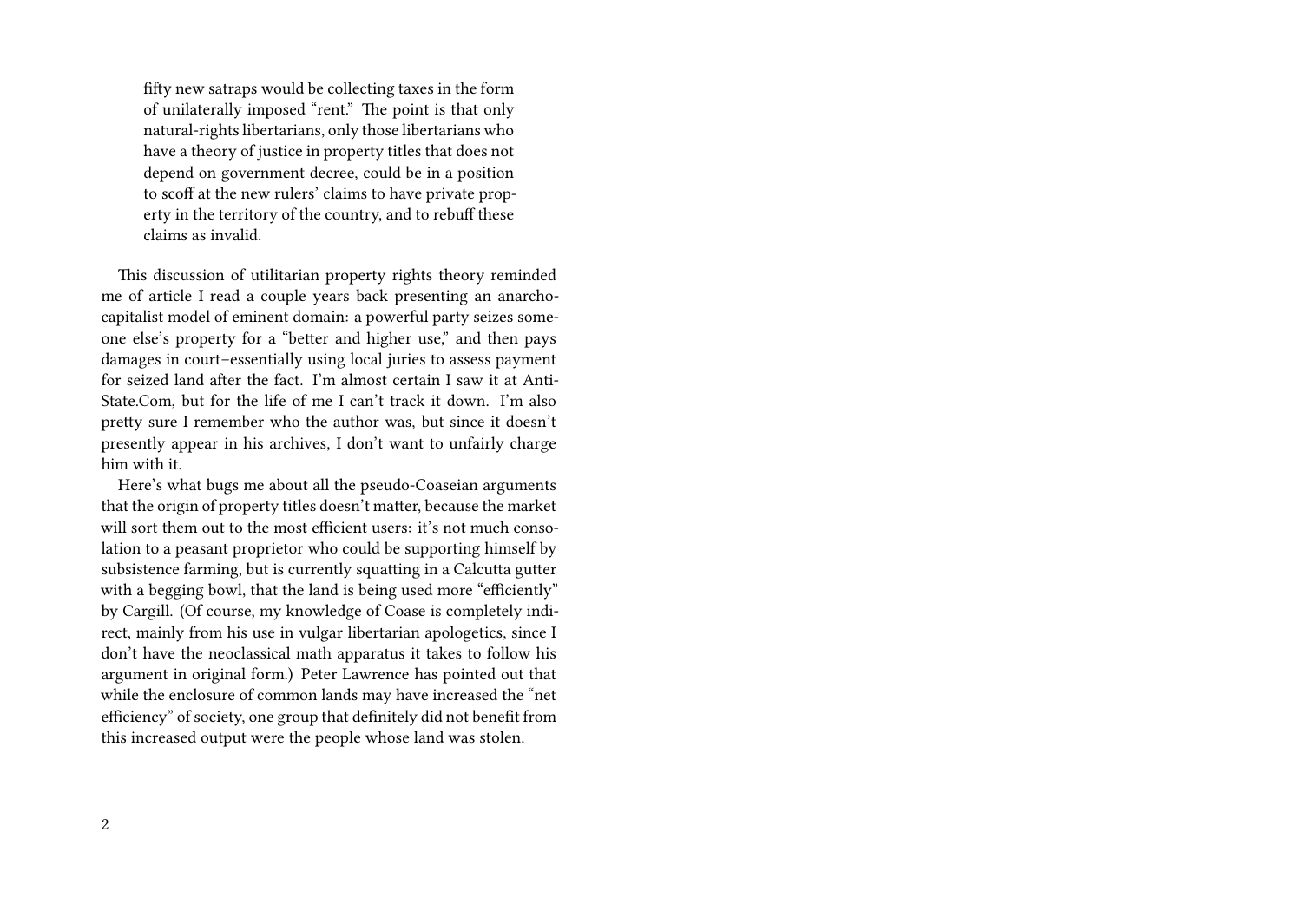> fifty new satraps would be collecting taxes in the form of unilaterally imposed "rent." The point is that only natural-rights libertarians, only those libertarians who have a theory of justice in property titles that does not depend on government decree, could be in a position to scoff at the new rulers' claims to have private property in the territory of the country, and to rebuff these claims as invalid.

This discussion of utilitarian property rights theory reminded me of article I read a couple years back presenting an anarcho-capitalist model of eminent domain: a powerful party seizes someone else's property for a "better and higher use," and then pays damages in court–essentially using local juries to assess payment for seized land after the fact. I'm almost certain I saw it at Anti-State.Com, but for the life of me I can't track it down. I'm also pretty sure I remember who the author was, but since it doesn't presently appear in his archives, I don't want to unfairly charge him with it.

Here's what bugs me about all the pseudo-Coaseian arguments that the origin of property titles doesn't matter, because the market will sort them out to the most efficient users: it's not much consolation to a peasant proprietor who could be supporting himself by subsistence farming, but is currently squatting in a Calcutta gutter with a begging bowl, that the land is being used more "efficiently" by Cargill. (Of course, my knowledge of Coase is completely indirect, mainly from his use in vulgar libertarian apologetics, since I don't have the neoclassical math apparatus it takes to follow his argument in original form.) Peter Lawrence has pointed out that while the enclosure of common lands may have increased the "net efficiency" of society, one group that definitely did not benefit from this increased output were the people whose land was stolen.